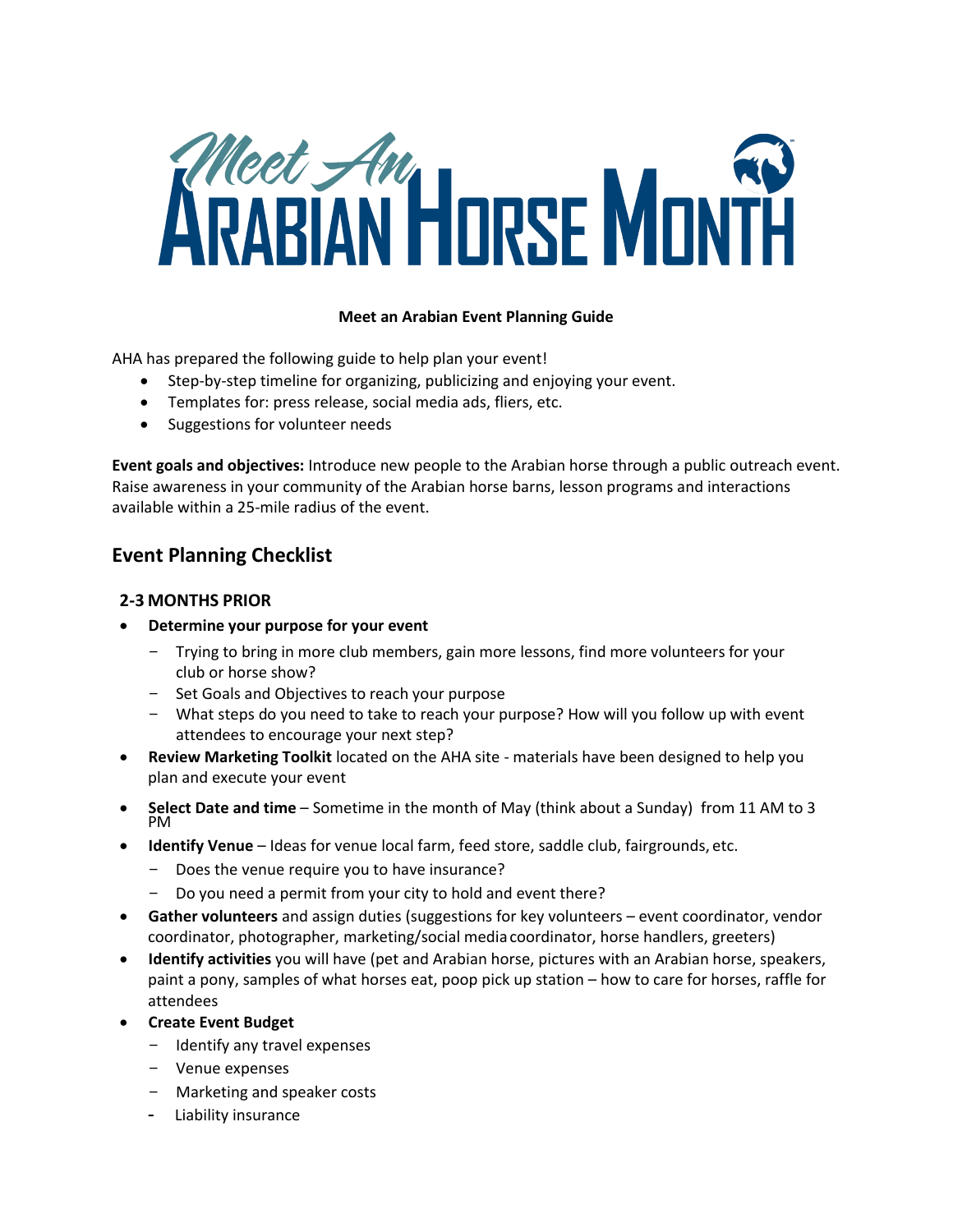# Meet An Arabian Horse Month

**Meet an Arabian Event Planning Guide**

AHA has prepared the following guide to help plan your event!

- Step-by-step timeline for organizing, publicizing and enjoying your event.
- Templates for: press release, social media ads, fliers, etc.
- Suggestions for volunteer needs

**Event goals and objectives:** Introduce new people to the Arabian horse through a public outreach event. Raise awareness in your community of the Arabian horse barns, lesson programs and interactions available within a 25-mile radius of the event.

## Event Planning Checklist

### 2-3 MONTHS PRIOR

- **Determine your purpose for your event**
  - Trying to bring in more club members, gain more lessons, find more volunteers for your club or horse show?
  - Set Goals and Objectives to reach your purpose
  - What steps do you need to take to reach your purpose? How will you follow up with event attendees to encourage your next step?
- **Review Marketing Toolkit** located on the AHA site - materials have been designed to help you plan and execute your event
- **Select Date and time** – Sometime in the month of May (think about a Sunday) from 11 AM to 3 PM
- **Identify Venue** – Ideas for venue local farm, feed store, saddle club, fairgrounds, etc.
  - Does the venue require you to have insurance?
  - Do you need a permit from your city to hold and event there?
- **Gather volunteers** and assign duties (suggestions for key volunteers – event coordinator, vendor coordinator, photographer, marketing/social media coordinator, horse handlers, greeters)
- **Identify activities** you will have (pet and Arabian horse, pictures with an Arabian horse, speakers, paint a pony, samples of what horses eat, poop pick up station – how to care for horses, raffle for attendees
- **Create Event Budget**
  - Identify any travel expenses
  - Venue expenses
  - Marketing and speaker costs
  - Liability insurance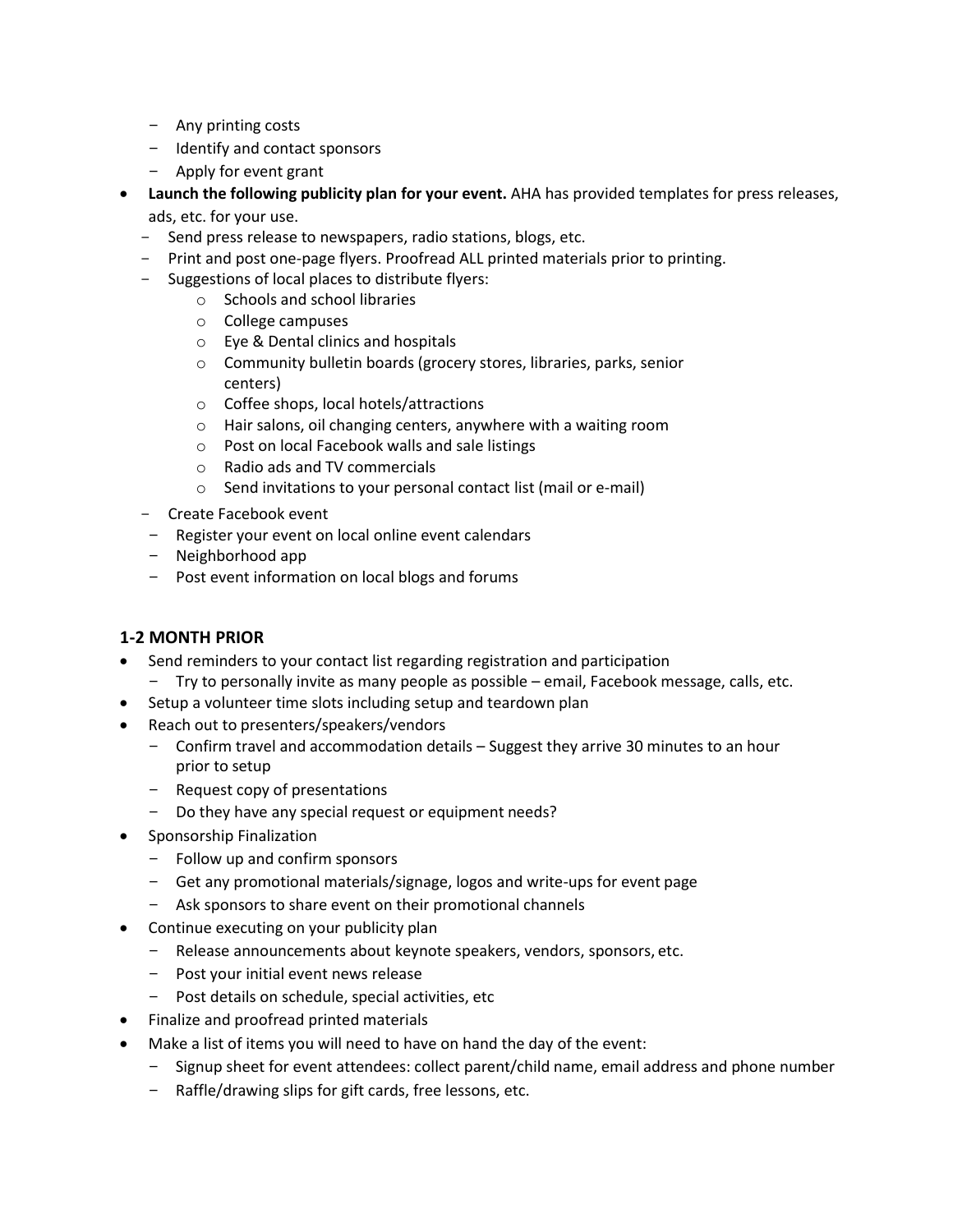- Any printing costs
  - Identify and contact sponsors
  - Apply for event grant
- **Launch the following publicity plan for your event.** AHA has provided templates for press releases, ads, etc. for your use.
  - Send press release to newspapers, radio stations, blogs, etc.
  - Print and post one-page flyers. Proofread ALL printed materials prior to printing.
  - Suggestions of local places to distribute flyers:
    - Schools and school libraries
    - College campuses
    - Eye & Dental clinics and hospitals
    - Community bulletin boards (grocery stores, libraries, parks, senior centers)
    - Coffee shops, local hotels/attractions
    - Hair salons, oil changing centers, anywhere with a waiting room
    - Post on local Facebook walls and sale listings
    - Radio ads and TV commercials
    - Send invitations to your personal contact list (mail or e-mail)
  - Create Facebook event
  - Register your event on local online event calendars
  - Neighborhood app
  - Post event information on local blogs and forums

### 1-2 MONTH PRIOR

- Send reminders to your contact list regarding registration and participation
  - Try to personally invite as many people as possible – email, Facebook message, calls, etc.
- Setup a volunteer time slots including setup and teardown plan
- Reach out to presenters/speakers/vendors
  - Confirm travel and accommodation details – Suggest they arrive 30 minutes to an hour prior to setup
  - Request copy of presentations
  - Do they have any special request or equipment needs?
- Sponsorship Finalization
  - Follow up and confirm sponsors
  - Get any promotional materials/signage, logos and write-ups for event page
  - Ask sponsors to share event on their promotional channels
- Continue executing on your publicity plan
  - Release announcements about keynote speakers, vendors, sponsors, etc.
  - Post your initial event news release
  - Post details on schedule, special activities, etc
- Finalize and proofread printed materials
- Make a list of items you will need to have on hand the day of the event:
  - Signup sheet for event attendees: collect parent/child name, email address and phone number
  - Raffle/drawing slips for gift cards, free lessons, etc.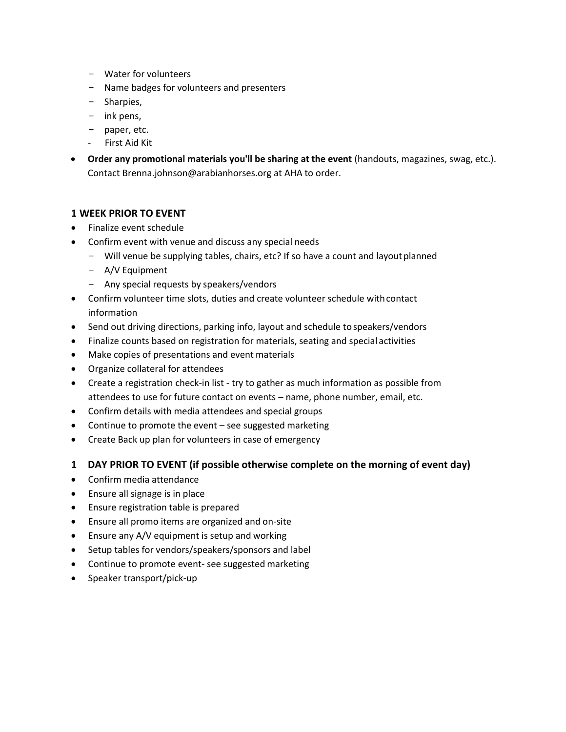- Water for volunteers
  - Name badges for volunteers and presenters
  - Sharpies,
  - ink pens,
  - paper, etc.
  - First Aid Kit

- **Order any promotional materials you'll be sharing at the event** (handouts, magazines, swag, etc.). Contact Brenna.johnson@arabianhorses.org at AHA to order.

### 1 WEEK PRIOR TO EVENT

- Finalize event schedule
- Confirm event with venue and discuss any special needs
  - Will venue be supplying tables, chairs, etc? If so have a count and layout planned
  - A/V Equipment
  - Any special requests by speakers/vendors
- Confirm volunteer time slots, duties and create volunteer schedule with contact information
- Send out driving directions, parking info, layout and schedule to speakers/vendors
- Finalize counts based on registration for materials, seating and special activities
- Make copies of presentations and event materials
- Organize collateral for attendees
- Create a registration check-in list - try to gather as much information as possible from attendees to use for future contact on events – name, phone number, email, etc.
- Confirm details with media attendees and special groups
- Continue to promote the event – see suggested marketing
- Create Back up plan for volunteers in case of emergency

### 1 DAY PRIOR TO EVENT (if possible otherwise complete on the morning of event day)

- Confirm media attendance
- Ensure all signage is in place
- Ensure registration table is prepared
- Ensure all promo items are organized and on-site
- Ensure any A/V equipment is setup and working
- Setup tables for vendors/speakers/sponsors and label
- Continue to promote event- see suggested marketing
- Speaker transport/pick-up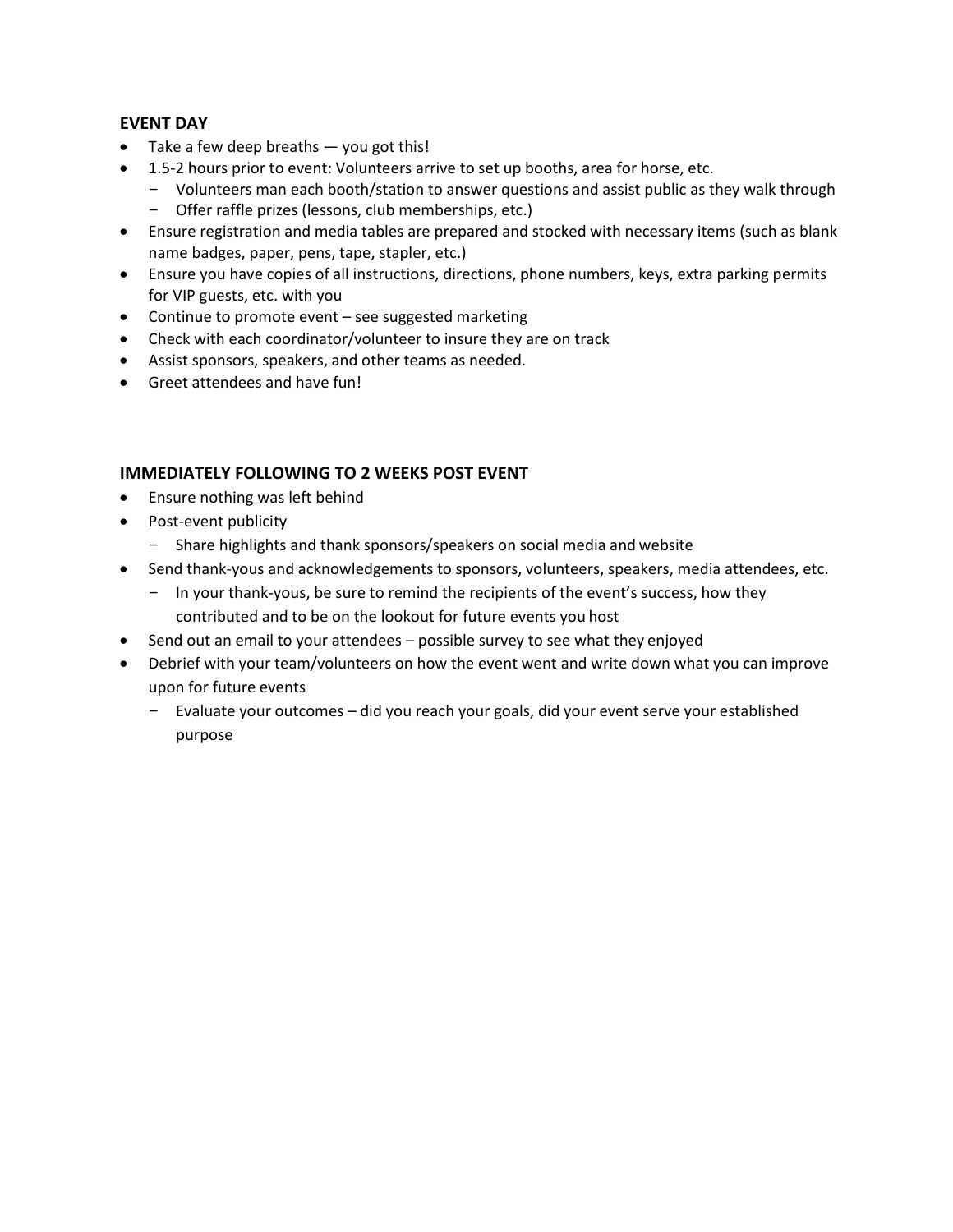### EVENT DAY

- Take a few deep breaths — you got this!
- 1.5-2 hours prior to event: Volunteers arrive to set up booths, area for horse, etc.
  - Volunteers man each booth/station to answer questions and assist public as they walk through
  - Offer raffle prizes (lessons, club memberships, etc.)
- Ensure registration and media tables are prepared and stocked with necessary items (such as blank name badges, paper, pens, tape, stapler, etc.)
- Ensure you have copies of all instructions, directions, phone numbers, keys, extra parking permits for VIP guests, etc. with you
- Continue to promote event – see suggested marketing
- Check with each coordinator/volunteer to insure they are on track
- Assist sponsors, speakers, and other teams as needed.
- Greet attendees and have fun!

### IMMEDIATELY FOLLOWING TO 2 WEEKS POST EVENT

- Ensure nothing was left behind
- Post-event publicity
  - Share highlights and thank sponsors/speakers on social media and website
- Send thank-yous and acknowledgements to sponsors, volunteers, speakers, media attendees, etc.
  - In your thank-yous, be sure to remind the recipients of the event's success, how they contributed and to be on the lookout for future events you host
- Send out an email to your attendees – possible survey to see what they enjoyed
- Debrief with your team/volunteers on how the event went and write down what you can improve upon for future events
  - Evaluate your outcomes – did you reach your goals, did your event serve your established purpose